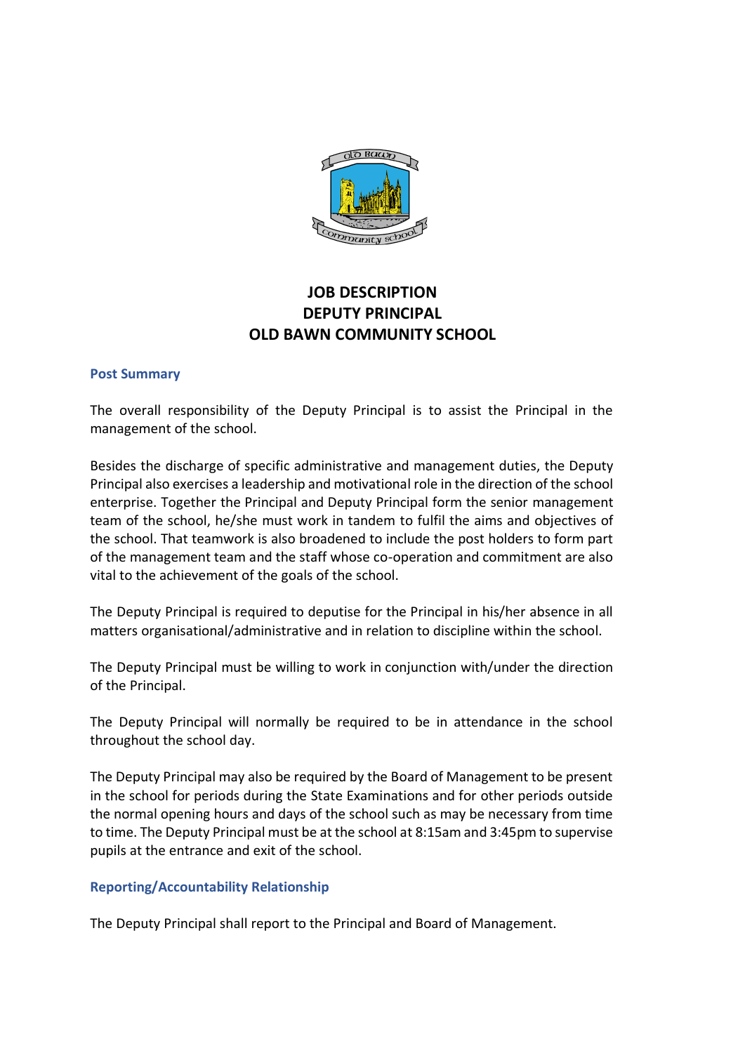# JOB DESCRIPTION
# DEPUTY PRINCIPAL
# OLD BAWN COMMUNITY SCHOOL

## Post Summary

The overall responsibility of the Deputy Principal is to assist the Principal in the management of the school.

Besides the discharge of specific administrative and management duties, the Deputy Principal also exercises a leadership and motivational role in the direction of the school enterprise. Together the Principal and Deputy Principal form the senior management team of the school, he/she must work in tandem to fulfil the aims and objectives of the school. That teamwork is also broadened to include the post holders to form part of the management team and the staff whose co-operation and commitment are also vital to the achievement of the goals of the school.

The Deputy Principal is required to deputise for the Principal in his/her absence in all matters organisational/administrative and in relation to discipline within the school.

The Deputy Principal must be willing to work in conjunction with/under the direction of the Principal.

The Deputy Principal will normally be required to be in attendance in the school throughout the school day.

The Deputy Principal may also be required by the Board of Management to be present in the school for periods during the State Examinations and for other periods outside the normal opening hours and days of the school such as may be necessary from time to time. The Deputy Principal must be at the school at 8:15am and 3:45pm to supervise pupils at the entrance and exit of the school.

## Reporting/Accountability Relationship

The Deputy Principal shall report to the Principal and Board of Management.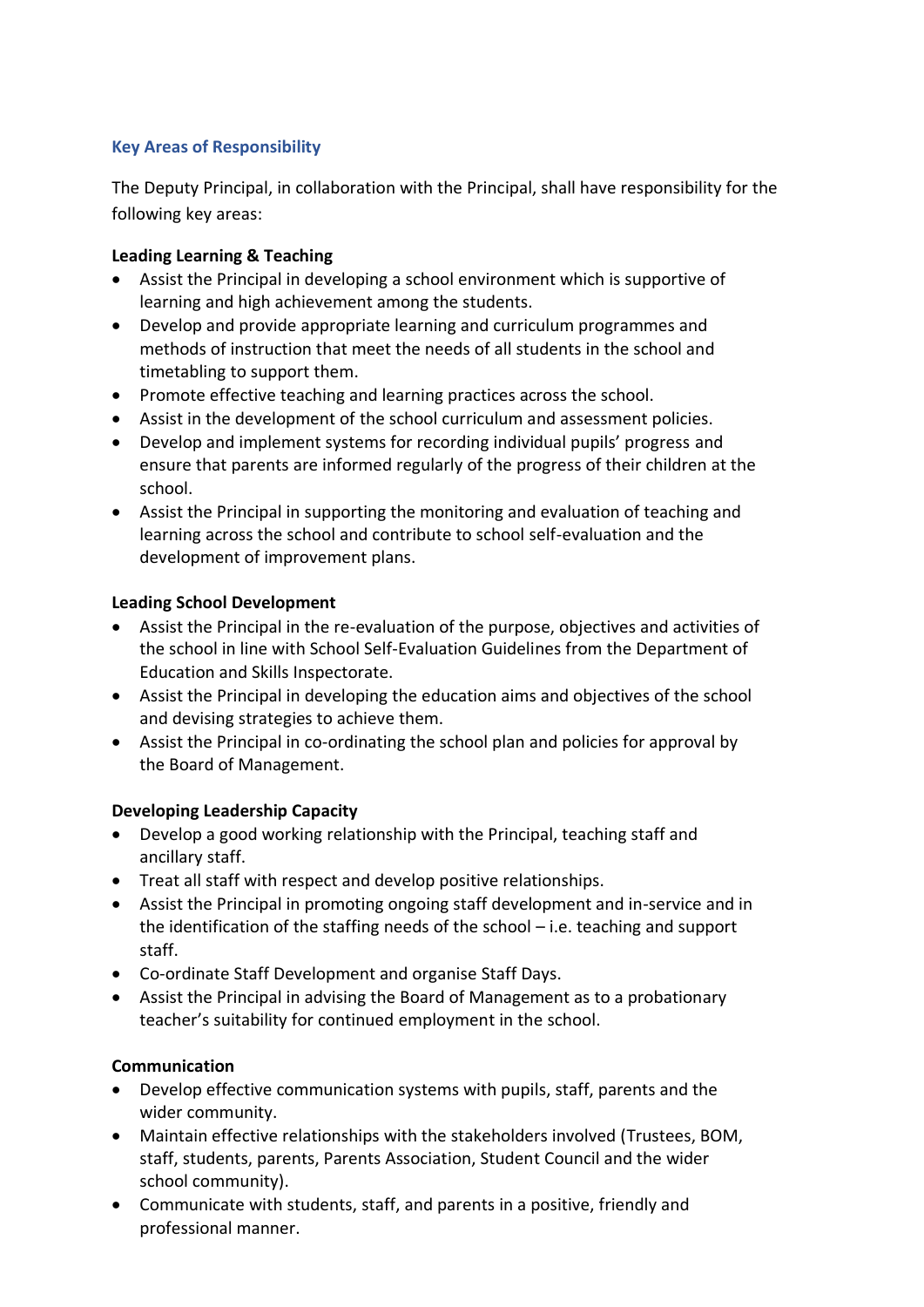## Key Areas of Responsibility

The Deputy Principal, in collaboration with the Principal, shall have responsibility for the following key areas:

**Leading Learning & Teaching**

- Assist the Principal in developing a school environment which is supportive of learning and high achievement among the students.
- Develop and provide appropriate learning and curriculum programmes and methods of instruction that meet the needs of all students in the school and timetabling to support them.
- Promote effective teaching and learning practices across the school.
- Assist in the development of the school curriculum and assessment policies.
- Develop and implement systems for recording individual pupils' progress and ensure that parents are informed regularly of the progress of their children at the school.
- Assist the Principal in supporting the monitoring and evaluation of teaching and learning across the school and contribute to school self-evaluation and the development of improvement plans.

**Leading School Development**

- Assist the Principal in the re-evaluation of the purpose, objectives and activities of the school in line with School Self-Evaluation Guidelines from the Department of Education and Skills Inspectorate.
- Assist the Principal in developing the education aims and objectives of the school and devising strategies to achieve them.
- Assist the Principal in co-ordinating the school plan and policies for approval by the Board of Management.

**Developing Leadership Capacity**

- Develop a good working relationship with the Principal, teaching staff and ancillary staff.
- Treat all staff with respect and develop positive relationships.
- Assist the Principal in promoting ongoing staff development and in-service and in the identification of the staffing needs of the school – i.e. teaching and support staff.
- Co-ordinate Staff Development and organise Staff Days.
- Assist the Principal in advising the Board of Management as to a probationary teacher's suitability for continued employment in the school.

**Communication**

- Develop effective communication systems with pupils, staff, parents and the wider community.
- Maintain effective relationships with the stakeholders involved (Trustees, BOM, staff, students, parents, Parents Association, Student Council and the wider school community).
- Communicate with students, staff, and parents in a positive, friendly and professional manner.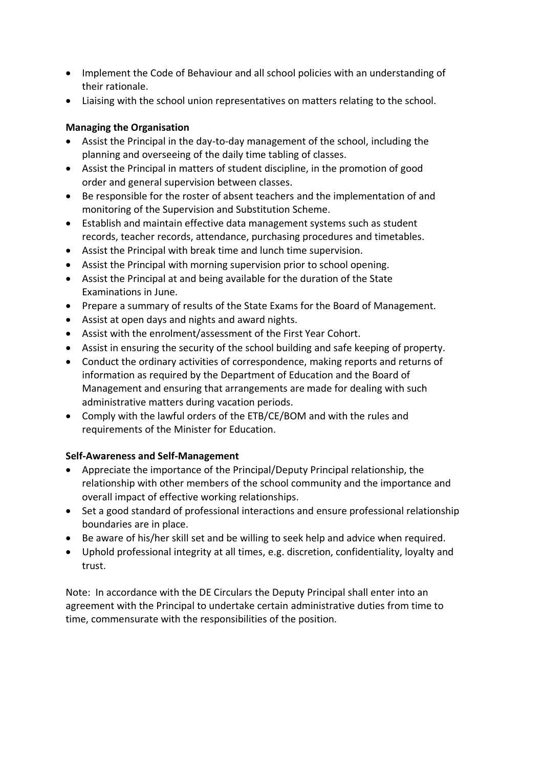- Implement the Code of Behaviour and all school policies with an understanding of their rationale.
- Liaising with the school union representatives on matters relating to the school.

**Managing the Organisation**

- Assist the Principal in the day-to-day management of the school, including the planning and overseeing of the daily time tabling of classes.
- Assist the Principal in matters of student discipline, in the promotion of good order and general supervision between classes.
- Be responsible for the roster of absent teachers and the implementation of and monitoring of the Supervision and Substitution Scheme.
- Establish and maintain effective data management systems such as student records, teacher records, attendance, purchasing procedures and timetables.
- Assist the Principal with break time and lunch time supervision.
- Assist the Principal with morning supervision prior to school opening.
- Assist the Principal at and being available for the duration of the State Examinations in June.
- Prepare a summary of results of the State Exams for the Board of Management.
- Assist at open days and nights and award nights.
- Assist with the enrolment/assessment of the First Year Cohort.
- Assist in ensuring the security of the school building and safe keeping of property.
- Conduct the ordinary activities of correspondence, making reports and returns of information as required by the Department of Education and the Board of Management and ensuring that arrangements are made for dealing with such administrative matters during vacation periods.
- Comply with the lawful orders of the ETB/CE/BOM and with the rules and requirements of the Minister for Education.

**Self-Awareness and Self-Management**

- Appreciate the importance of the Principal/Deputy Principal relationship, the relationship with other members of the school community and the importance and overall impact of effective working relationships.
- Set a good standard of professional interactions and ensure professional relationship boundaries are in place.
- Be aware of his/her skill set and be willing to seek help and advice when required.
- Uphold professional integrity at all times, e.g. discretion, confidentiality, loyalty and trust.

Note: In accordance with the DE Circulars the Deputy Principal shall enter into an agreement with the Principal to undertake certain administrative duties from time to time, commensurate with the responsibilities of the position.